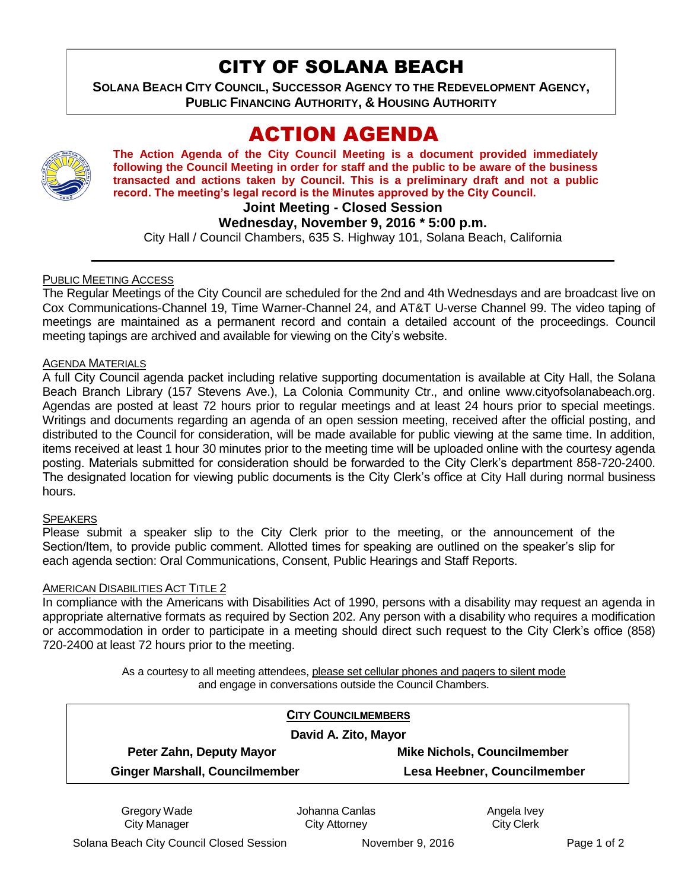# CITY OF SOLANA BEACH

**SOLANA BEACH CITY COUNCIL, SUCCESSOR AGENCY TO THE REDEVELOPMENT AGENCY, PUBLIC FINANCING AUTHORITY, & HOUSING AUTHORITY**

# ACTION AGENDA

**The Action Agenda of the City Council Meeting is a document provided immediately following the Council Meeting in order for staff and the public to be aware of the business transacted and actions taken by Council. This is a preliminary draft and not a public record. The meeting's legal record is the Minutes approved by the City Council.**

**Joint Meeting - Closed Session**

**Wednesday, November 9, 2016 * 5:00 p.m.**

City Hall / Council Chambers, 635 S. Highway 101, Solana Beach, California

---

PUBLIC MEETING ACCESS

The Regular Meetings of the City Council are scheduled for the 2nd and 4th Wednesdays and are broadcast live on Cox Communications-Channel 19, Time Warner-Channel 24, and AT&T U-verse Channel 99. The video taping of meetings are maintained as a permanent record and contain a detailed account of the proceedings. Council meeting tapings are archived and available for viewing on the City's website.

AGENDA MATERIALS

A full City Council agenda packet including relative supporting documentation is available at City Hall, the Solana Beach Branch Library (157 Stevens Ave.), La Colonia Community Ctr., and online www.cityofsolanabeach.org. Agendas are posted at least 72 hours prior to regular meetings and at least 24 hours prior to special meetings. Writings and documents regarding an agenda of an open session meeting, received after the official posting, and distributed to the Council for consideration, will be made available for public viewing at the same time. In addition, items received at least 1 hour 30 minutes prior to the meeting time will be uploaded online with the courtesy agenda posting. Materials submitted for consideration should be forwarded to the City Clerk's department 858-720-2400. The designated location for viewing public documents is the City Clerk's office at City Hall during normal business hours.

SPEAKERS

Please submit a speaker slip to the City Clerk prior to the meeting, or the announcement of the Section/Item, to provide public comment. Allotted times for speaking are outlined on the speaker's slip for each agenda section: Oral Communications, Consent, Public Hearings and Staff Reports.

AMERICAN DISABILITIES ACT TITLE 2

In compliance with the Americans with Disabilities Act of 1990, persons with a disability may request an agenda in appropriate alternative formats as required by Section 202. Any person with a disability who requires a modification or accommodation in order to participate in a meeting should direct such request to the City Clerk's office (858) 720-2400 at least 72 hours prior to the meeting.

As a courtesy to all meeting attendees, please set cellular phones and pagers to silent mode and engage in conversations outside the Council Chambers.

| **CITY COUNCILMEMBERS** | |
|---|---|
| **David A. Zito, Mayor** | |
| **Peter Zahn, Deputy Mayor** | **Mike Nichols, Councilmember** |
| **Ginger Marshall, Councilmember** | **Lesa Heebner, Councilmember** |

| Gregory Wade | Johanna Canlas | Angela Ivey |
|---|---|---|
| City Manager | City Attorney | City Clerk |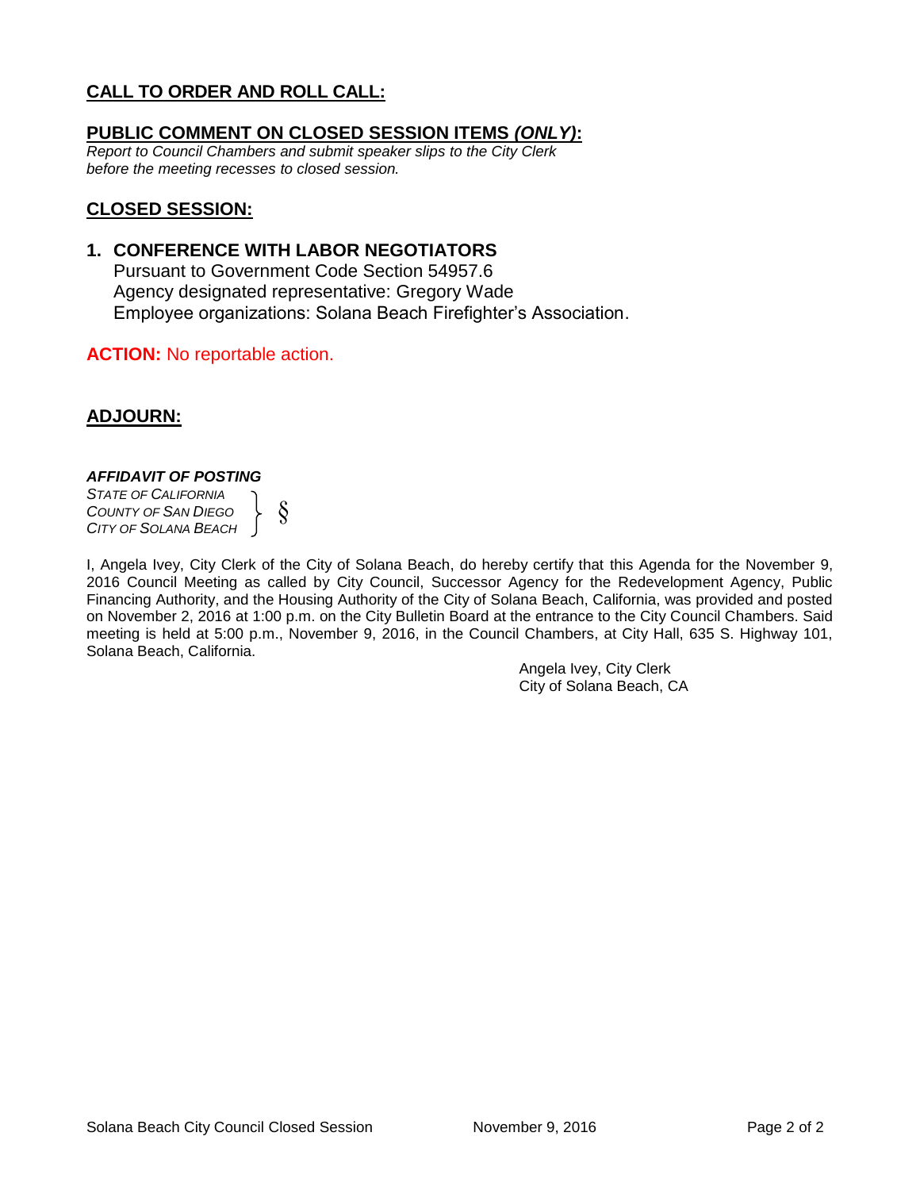## CALL TO ORDER AND ROLL CALL:

## PUBLIC COMMENT ON CLOSED SESSION ITEMS *(ONLY)*:

*Report to Council Chambers and submit speaker slips to the City Clerk before the meeting recesses to closed session.*

## CLOSED SESSION:

### 1. CONFERENCE WITH LABOR NEGOTIATORS

Pursuant to Government Code Section 54957.6
Agency designated representative: Gregory Wade
Employee organizations: Solana Beach Firefighter's Association.

**ACTION:** No reportable action.

## ADJOURN:

***AFFIDAVIT OF POSTING***

*STATE OF CALIFORNIA*
*COUNTY OF SAN DIEGO* §
*CITY OF SOLANA BEACH*

I, Angela Ivey, City Clerk of the City of Solana Beach, do hereby certify that this Agenda for the November 9, 2016 Council Meeting as called by City Council, Successor Agency for the Redevelopment Agency, Public Financing Authority, and the Housing Authority of the City of Solana Beach, California, was provided and posted on November 2, 2016 at 1:00 p.m. on the City Bulletin Board at the entrance to the City Council Chambers. Said meeting is held at 5:00 p.m., November 9, 2016, in the Council Chambers, at City Hall, 635 S. Highway 101, Solana Beach, California.

Angela Ivey, City Clerk
City of Solana Beach, CA